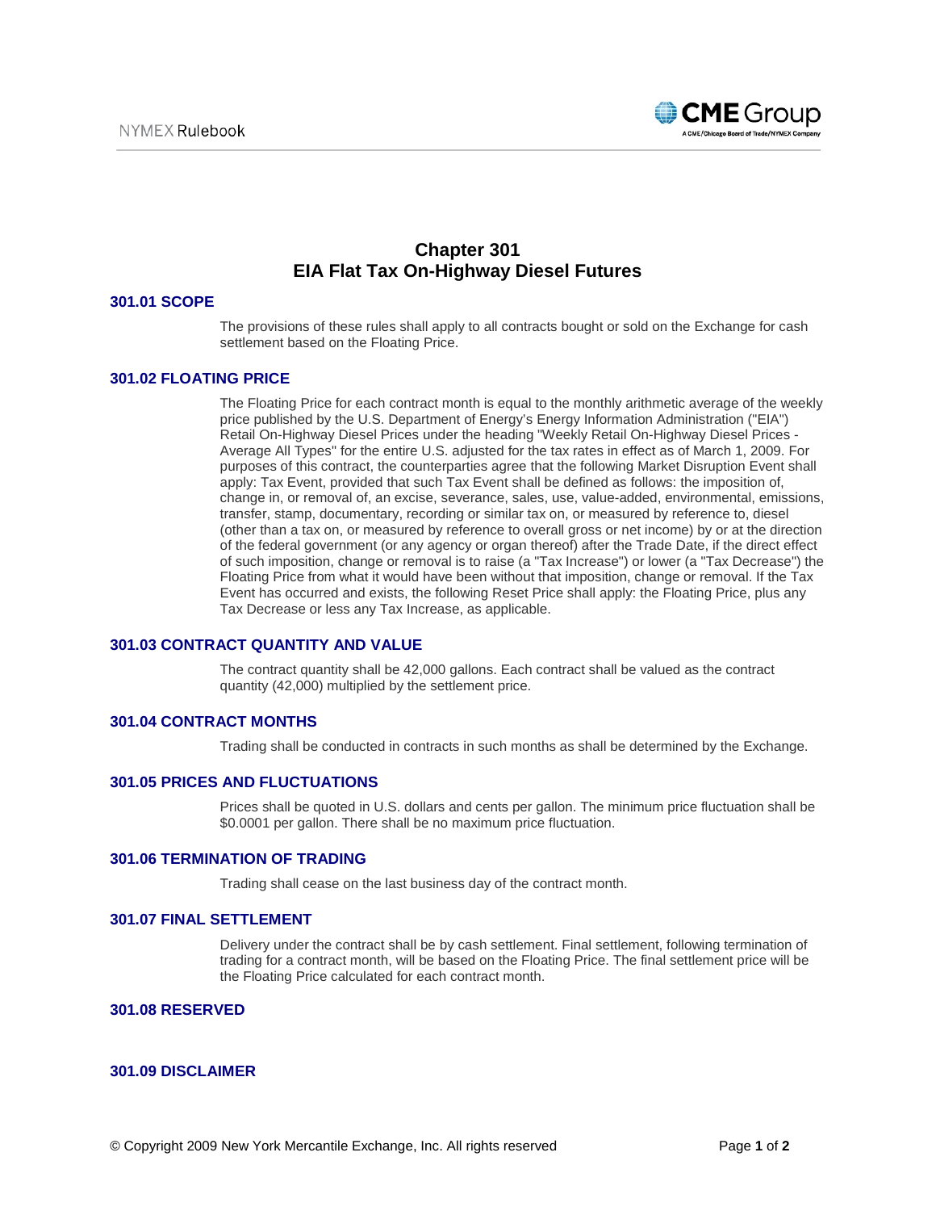# Chapter 301
# EIA Flat Tax On-Highway Diesel Futures

## 301.01 SCOPE

The provisions of these rules shall apply to all contracts bought or sold on the Exchange for cash settlement based on the Floating Price.

## 301.02 FLOATING PRICE

The Floating Price for each contract month is equal to the monthly arithmetic average of the weekly price published by the U.S. Department of Energy's Energy Information Administration ("EIA") Retail On-Highway Diesel Prices under the heading "Weekly Retail On-Highway Diesel Prices - Average All Types" for the entire U.S. adjusted for the tax rates in effect as of March 1, 2009. For purposes of this contract, the counterparties agree that the following Market Disruption Event shall apply: Tax Event, provided that such Tax Event shall be defined as follows: the imposition of, change in, or removal of, an excise, severance, sales, use, value-added, environmental, emissions, transfer, stamp, documentary, recording or similar tax on, or measured by reference to, diesel (other than a tax on, or measured by reference to overall gross or net income) by or at the direction of the federal government (or any agency or organ thereof) after the Trade Date, if the direct effect of such imposition, change or removal is to raise (a "Tax Increase") or lower (a "Tax Decrease") the Floating Price from what it would have been without that imposition, change or removal. If the Tax Event has occurred and exists, the following Reset Price shall apply: the Floating Price, plus any Tax Decrease or less any Tax Increase, as applicable.

## 301.03 CONTRACT QUANTITY AND VALUE

The contract quantity shall be 42,000 gallons. Each contract shall be valued as the contract quantity (42,000) multiplied by the settlement price.

## 301.04 CONTRACT MONTHS

Trading shall be conducted in contracts in such months as shall be determined by the Exchange.

## 301.05 PRICES AND FLUCTUATIONS

Prices shall be quoted in U.S. dollars and cents per gallon. The minimum price fluctuation shall be $0.0001 per gallon. There shall be no maximum price fluctuation.

## 301.06 TERMINATION OF TRADING

Trading shall cease on the last business day of the contract month.

## 301.07 FINAL SETTLEMENT

Delivery under the contract shall be by cash settlement. Final settlement, following termination of trading for a contract month, will be based on the Floating Price. The final settlement price will be the Floating Price calculated for each contract month.

## 301.08 RESERVED

## 301.09 DISCLAIMER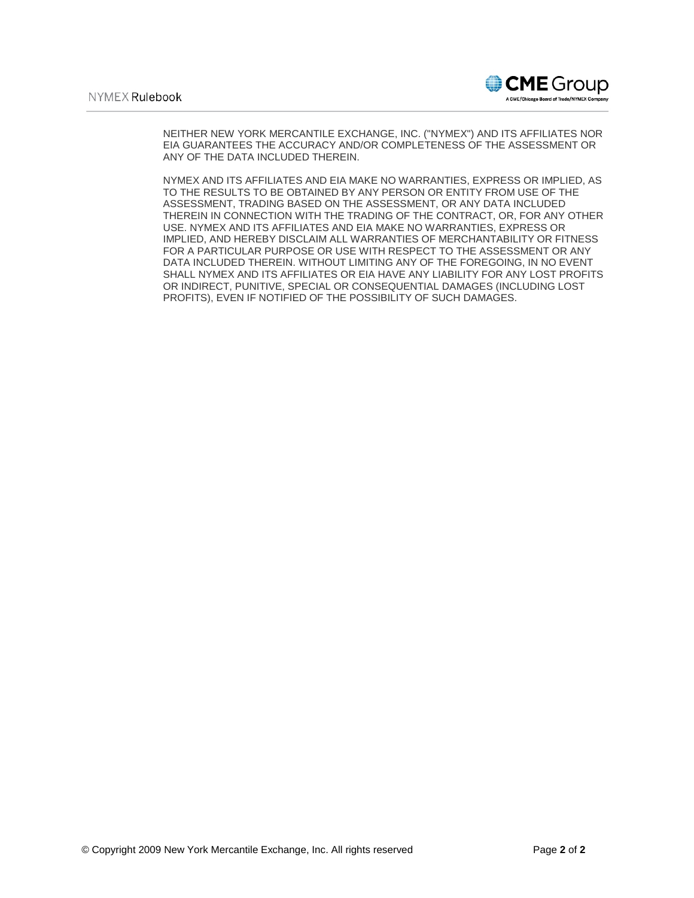NEITHER NEW YORK MERCANTILE EXCHANGE, INC. ("NYMEX") AND ITS AFFILIATES NOR EIA GUARANTEES THE ACCURACY AND/OR COMPLETENESS OF THE ASSESSMENT OR ANY OF THE DATA INCLUDED THEREIN.

NYMEX AND ITS AFFILIATES AND EIA MAKE NO WARRANTIES, EXPRESS OR IMPLIED, AS TO THE RESULTS TO BE OBTAINED BY ANY PERSON OR ENTITY FROM USE OF THE ASSESSMENT, TRADING BASED ON THE ASSESSMENT, OR ANY DATA INCLUDED THEREIN IN CONNECTION WITH THE TRADING OF THE CONTRACT, OR, FOR ANY OTHER USE. NYMEX AND ITS AFFILIATES AND EIA MAKE NO WARRANTIES, EXPRESS OR IMPLIED, AND HEREBY DISCLAIM ALL WARRANTIES OF MERCHANTABILITY OR FITNESS FOR A PARTICULAR PURPOSE OR USE WITH RESPECT TO THE ASSESSMENT OR ANY DATA INCLUDED THEREIN. WITHOUT LIMITING ANY OF THE FOREGOING, IN NO EVENT SHALL NYMEX AND ITS AFFILIATES OR EIA HAVE ANY LIABILITY FOR ANY LOST PROFITS OR INDIRECT, PUNITIVE, SPECIAL OR CONSEQUENTIAL DAMAGES (INCLUDING LOST PROFITS), EVEN IF NOTIFIED OF THE POSSIBILITY OF SUCH DAMAGES.